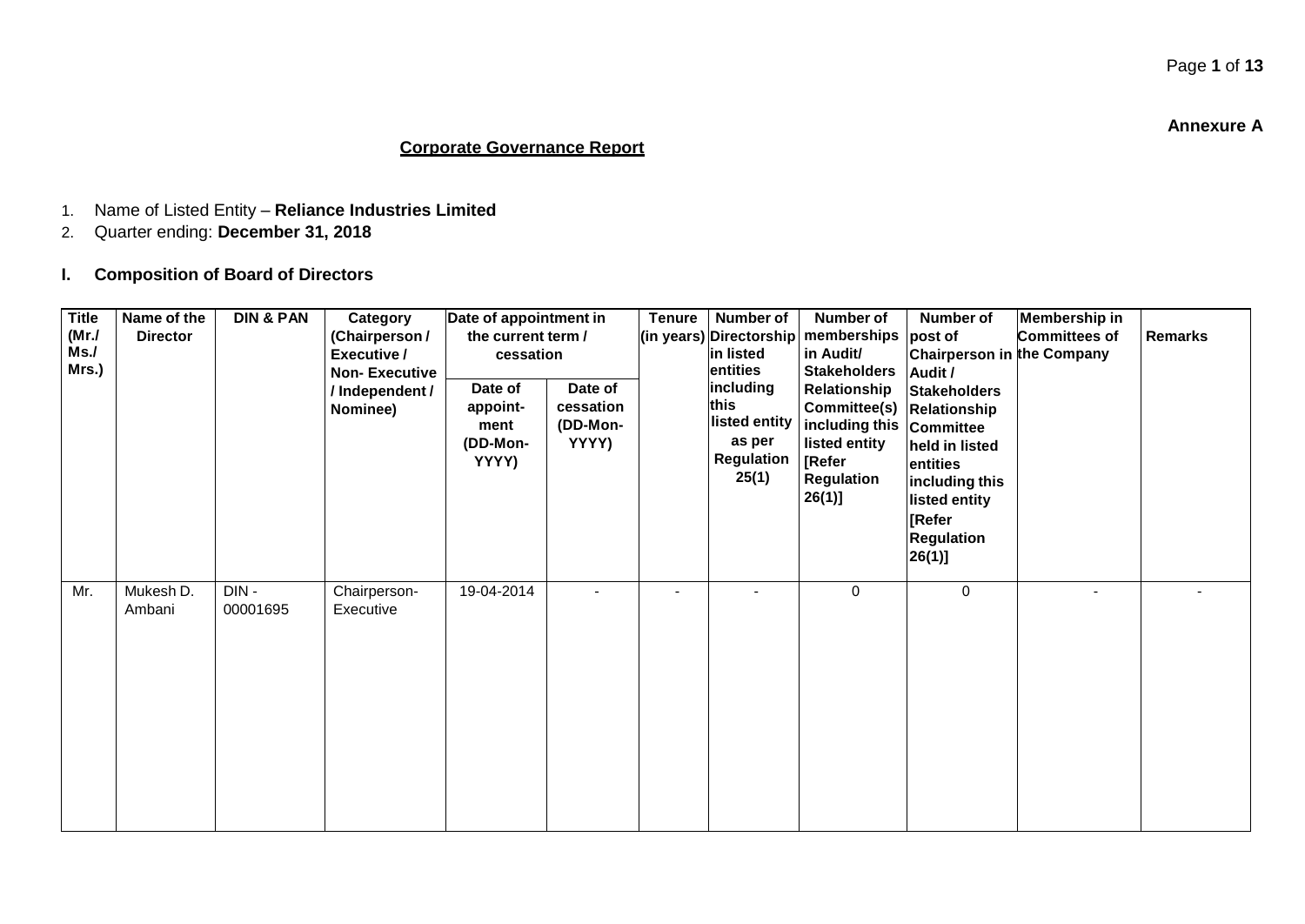**Annexure A**

## Corporate Governance Report

1. Name of Listed Entity – **Reliance Industries Limited**
2. Quarter ending: **December 31, 2018**

### I. Composition of Board of Directors

| Title (Mr./ Ms./ Mrs.) | Name of the Director | DIN & PAN | Category (Chairperson / Executive / Non- Executive / Independent / Nominee) | Date of appointment in the current term / cessation | | Tenure (in years) | Number of Directorship in listed entities including this listed entity as per Regulation 25(1) | Number of memberships in Audit/ Stakeholders Relationship Committee(s) including this listed entity [Refer Regulation 26(1)] | Number of post of Chairperson in Audit / Stakeholders Relationship Committee held in listed entities including this listed entity [Refer Regulation 26(1)] | Membership in Committees of the Company | Remarks |
|---|---|---|---|---|---|---|---|---|---|---|---|
| | | | | Date of appoint-ment (DD-Mon-YYYY) | Date of cessation (DD-Mon-YYYY) | | | | | | |
| Mr. | Mukesh D. Ambani | DIN - 00001695 | Chairperson-Executive | 19-04-2014 | - | - | - | 0 | 0 | - | - |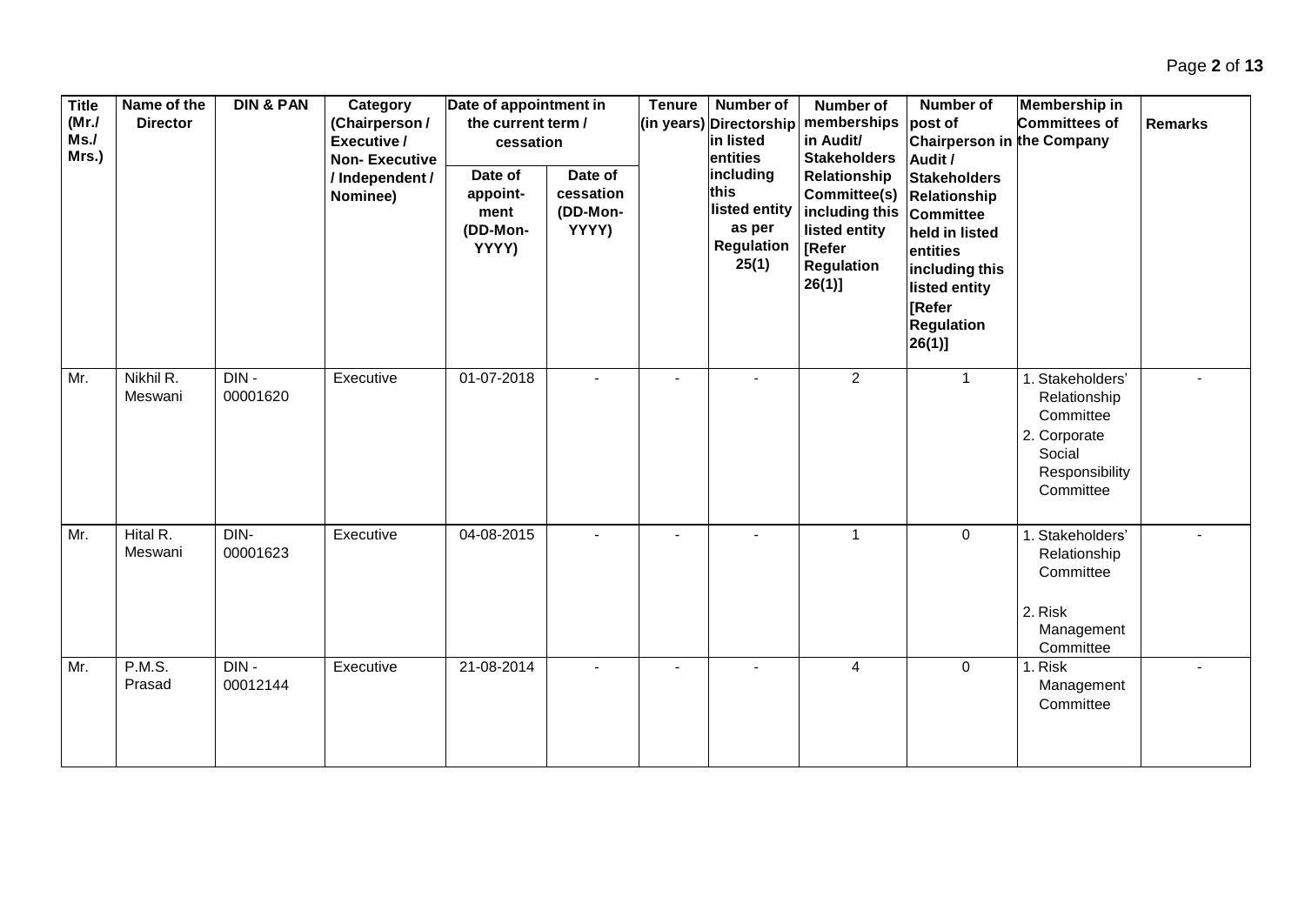| Title (Mr./ Ms./ Mrs.) | Name of the Director | DIN & PAN | Category (Chairperson / Executive / Non- Executive / Independent / Nominee) | Date of appointment in the current term / cessation | | Tenure (in years) | Number of Directorship in listed entities including this listed entity as per Regulation 25(1) | Number of memberships in Audit/ Stakeholders Relationship Committee(s) including this listed entity [Refer Regulation 26(1)] | Number of post of Chairperson in Audit / Stakeholders Relationship Committee held in listed entities including this listed entity [Refer Regulation 26(1)] | Membership in Committees of the Company | Remarks |
|---|---|---|---|---|---|---|---|---|---|---|---|
| | | | | Date of appoint-ment (DD-Mon-YYYY) | Date of cessation (DD-Mon-YYYY) | | | | | | |
| Mr. | Nikhil R. Meswani | DIN - 00001620 | Executive | 01-07-2018 | - | - | - | 2 | 1 | 1. Stakeholders' Relationship Committee 2. Corporate Social Responsibility Committee | - |
| Mr. | Hital R. Meswani | DIN- 00001623 | Executive | 04-08-2015 | - | - | - | 1 | 0 | 1. Stakeholders' Relationship Committee 2. Risk Management Committee | - |
| Mr. | P.M.S. Prasad | DIN - 00012144 | Executive | 21-08-2014 | - | - | - | 4 | 0 | 1. Risk Management Committee | - |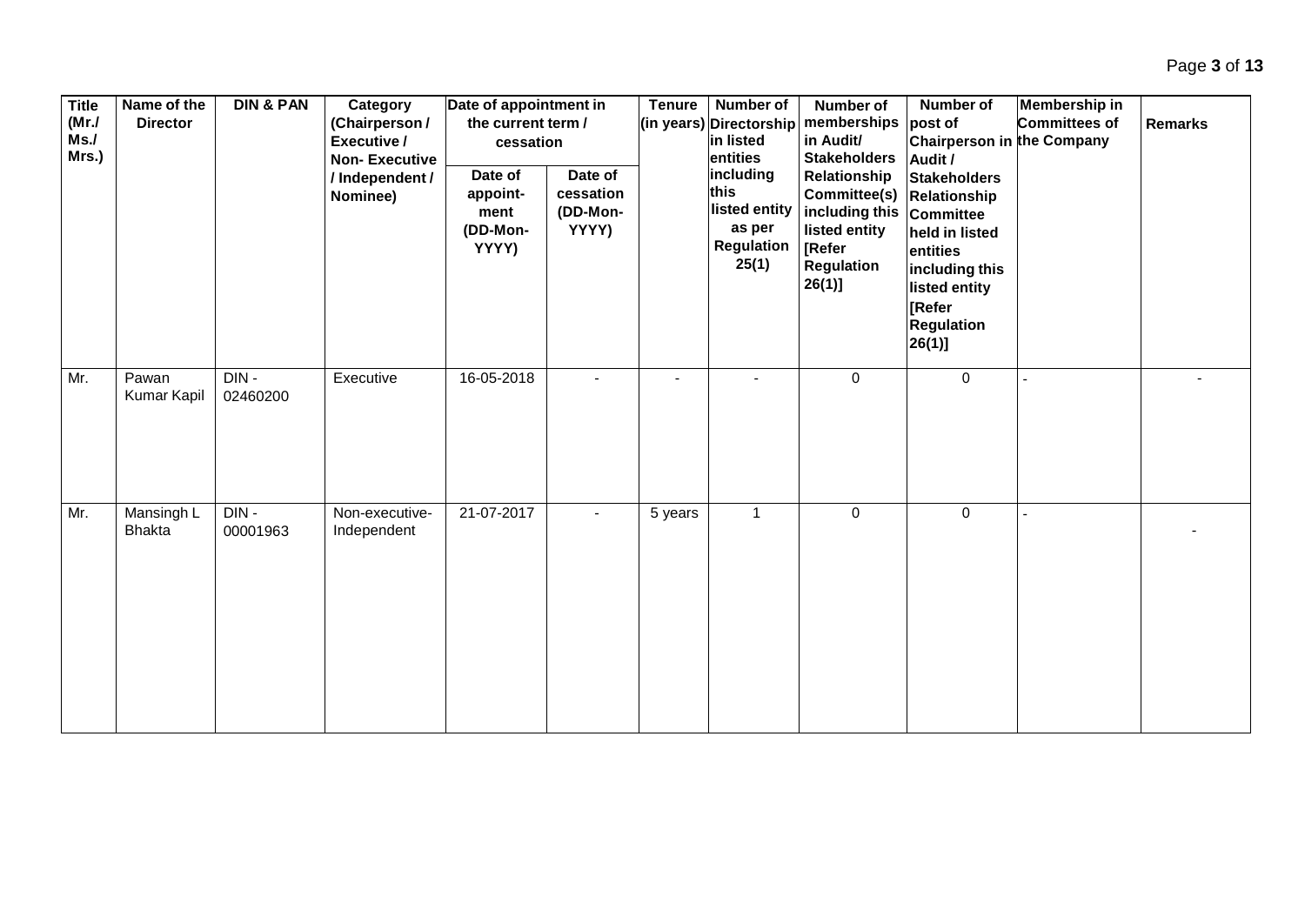| Title (Mr./ Ms./ Mrs.) | Name of the Director | DIN & PAN | Category (Chairperson / Executive / Non- Executive / Independent / Nominee) | Date of appointment in the current term / cessation | | Tenure (in years) | Number of Directorship in listed entities including this listed entity as per Regulation 25(1) | Number of memberships in Audit/ Stakeholders Relationship Committee(s) including this listed entity [Refer Regulation 26(1)] | Number of post of Chairperson in Audit / Stakeholders Relationship Committee held in listed entities including this listed entity [Refer Regulation 26(1)] | Membership in Committees of the Company | Remarks |
|---|---|---|---|---|---|---|---|---|---|---|---|
| | | | | Date of appoint-ment (DD-Mon-YYYY) | Date of cessation (DD-Mon-YYYY) | | | | | | |
| Mr. | Pawan Kumar Kapil | DIN - 02460200 | Executive | 16-05-2018 | - | - | - | 0 | 0 | - | - |
| Mr. | Mansingh L Bhakta | DIN - 00001963 | Non-executive-Independent | 21-07-2017 | - | 5 years | 1 | 0 | 0 | - | - |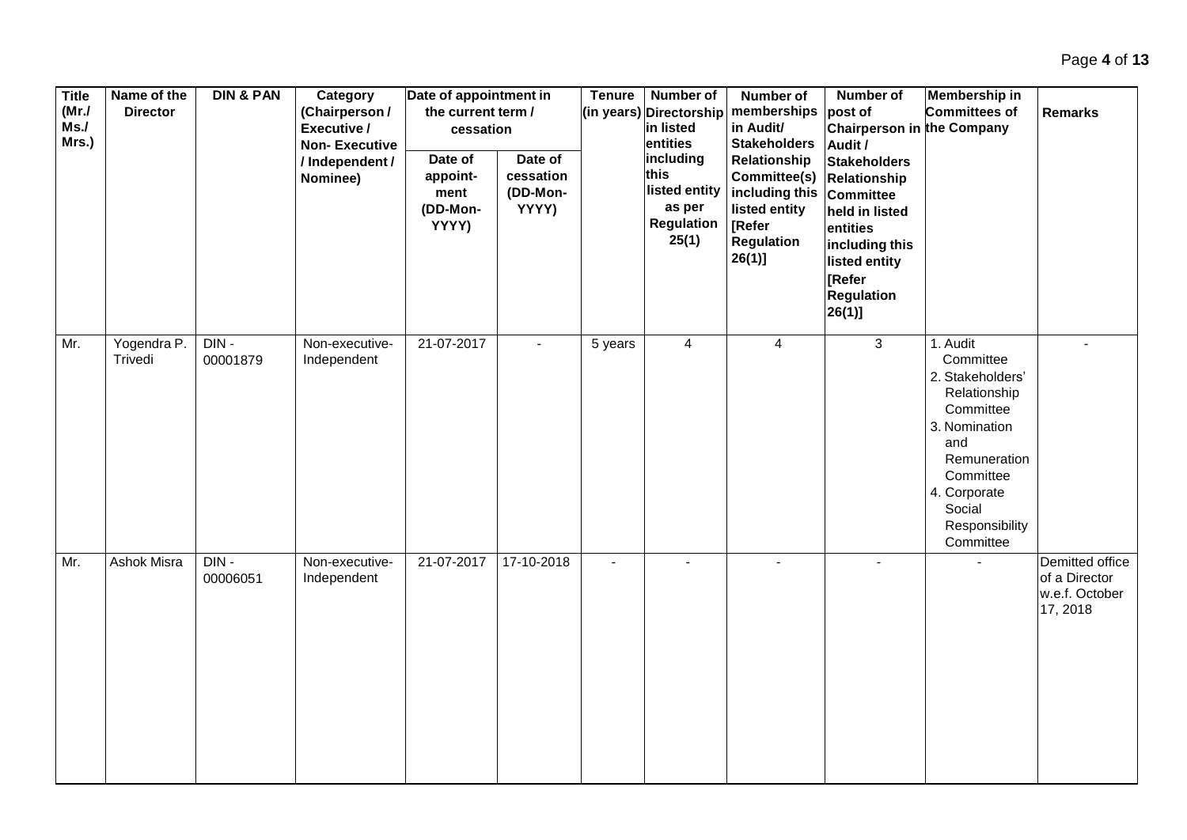| Title (Mr./ Ms./ Mrs.) | Name of the Director | DIN & PAN | Category (Chairperson / Executive / Non- Executive / Independent / Nominee) | Date of appointment in the current term / cessation | | Tenure (in years) | Number of Directorship in listed entities including this listed entity as per Regulation 25(1) | Number of memberships in Audit/ Stakeholders Relationship Committee(s) including this listed entity [Refer Regulation 26(1)] | Number of post of Chairperson in Audit / Stakeholders Relationship Committee held in listed entities including this listed entity [Refer Regulation 26(1)] | Membership in Committees of the Company | Remarks |
|---|---|---|---|---|---|---|---|---|---|---|---|
| | | | | Date of appoint-ment (DD-Mon-YYYY) | Date of cessation (DD-Mon-YYYY) | | | | | | |
| Mr. | Yogendra P. Trivedi | DIN - 00001879 | Non-executive-Independent | 21-07-2017 | - | 5 years | 4 | 4 | 3 | 1. Audit Committee 2. Stakeholders' Relationship Committee 3. Nomination and Remuneration Committee 4. Corporate Social Responsibility Committee | - |
| Mr. | Ashok Misra | DIN - 00006051 | Non-executive-Independent | 21-07-2017 | 17-10-2018 | - | - | - | - | - | Demitted office of a Director w.e.f. October 17, 2018 |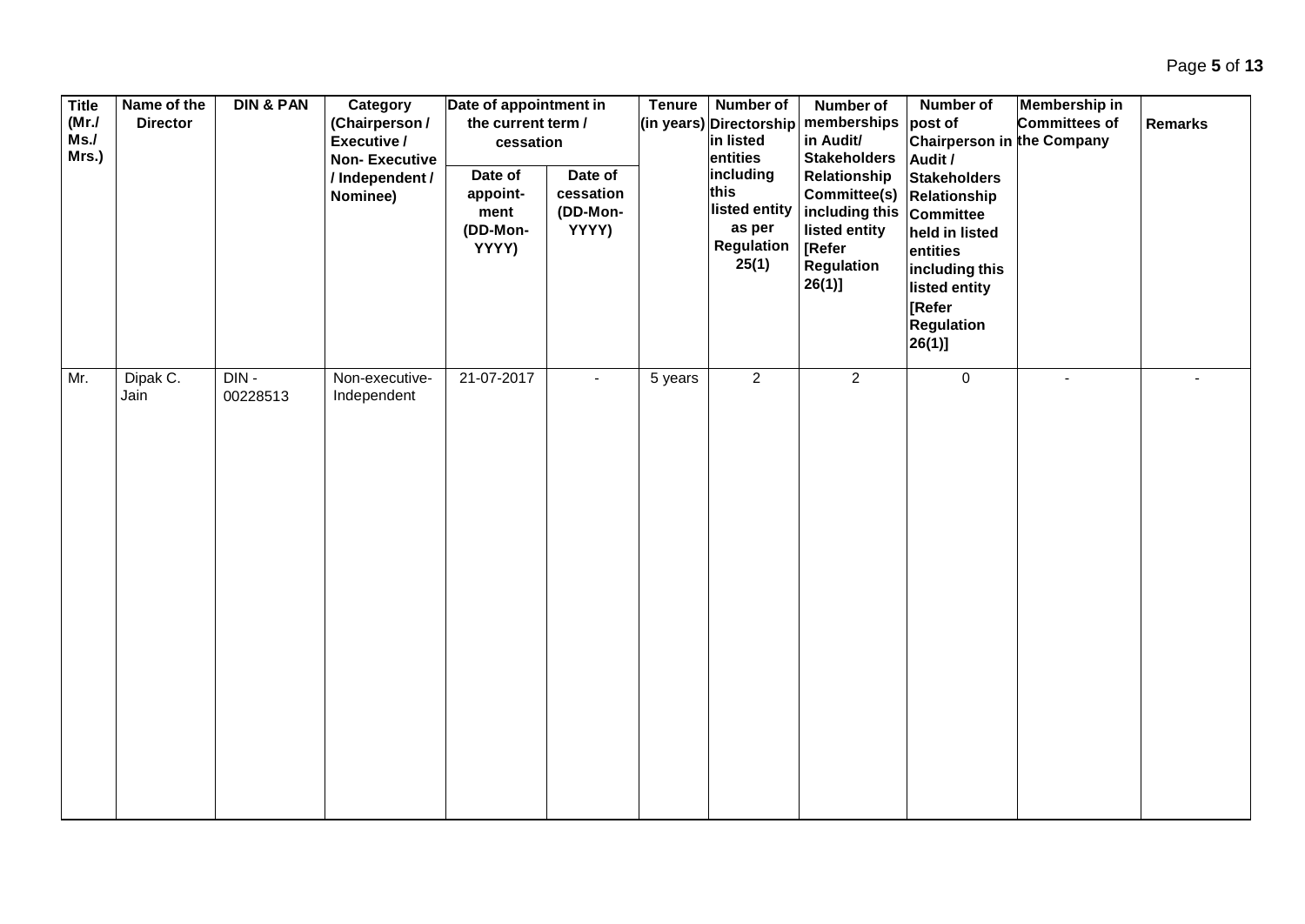| Title (Mr./ Ms./ Mrs.) | Name of the Director | DIN & PAN | Category (Chairperson / Executive / Non- Executive / Independent / Nominee) | Date of appointment in the current term / cessation | | Tenure (in years) | Number of Directorship in listed entities including this listed entity as per Regulation 25(1) | Number of memberships in Audit/ Stakeholders Relationship Committee(s) including this listed entity [Refer Regulation 26(1)] | Number of post of Chairperson in Audit / Stakeholders Relationship Committee held in listed entities including this listed entity [Refer Regulation 26(1)] | Membership in Committees of the Company | Remarks |
|---|---|---|---|---|---|---|---|---|---|---|---|
| | | | | Date of appoint-ment (DD-Mon-YYYY) | Date of cessation (DD-Mon-YYYY) | | | | | | |
| Mr. | Dipak C. Jain | DIN - 00228513 | Non-executive- Independent | 21-07-2017 | - | 5 years | 2 | 2 | 0 | - | - |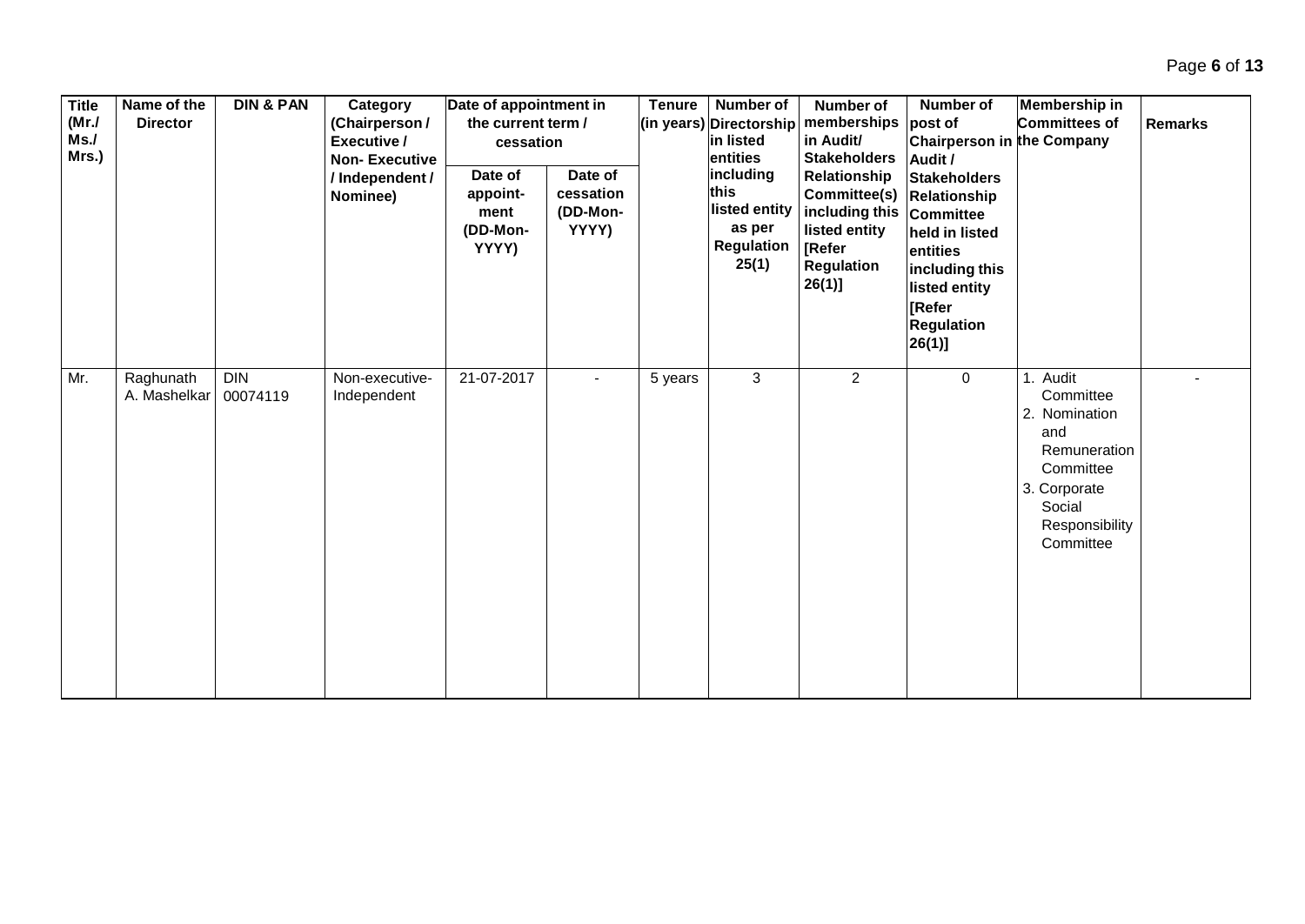| Title (Mr./ Ms./ Mrs.) | Name of the Director | DIN & PAN | Category (Chairperson / Executive / Non- Executive / Independent / Nominee) | Date of appointment in the current term / cessation | | Tenure (in years) | Number of Directorship in listed entities including this listed entity as per Regulation 25(1) | Number of memberships in Audit/ Stakeholders Relationship Committee(s) including this listed entity [Refer Regulation 26(1)] | Number of post of Chairperson in Audit / Stakeholders Relationship Committee held in listed entities including this listed entity [Refer Regulation 26(1)] | Membership in Committees of the Company | Remarks |
|---|---|---|---|---|---|---|---|---|---|---|---|
| | | | | Date of appoint- ment (DD-Mon- YYYY) | Date of cessation (DD-Mon- YYYY) | | | | | | |
| Mr. | Raghunath A. Mashelkar | DIN 00074119 | Non-executive- Independent | 21-07-2017 | - | 5 years | 3 | 2 | 0 | 1. Audit Committee 2. Nomination and Remuneration Committee 3. Corporate Social Responsibility Committee | - |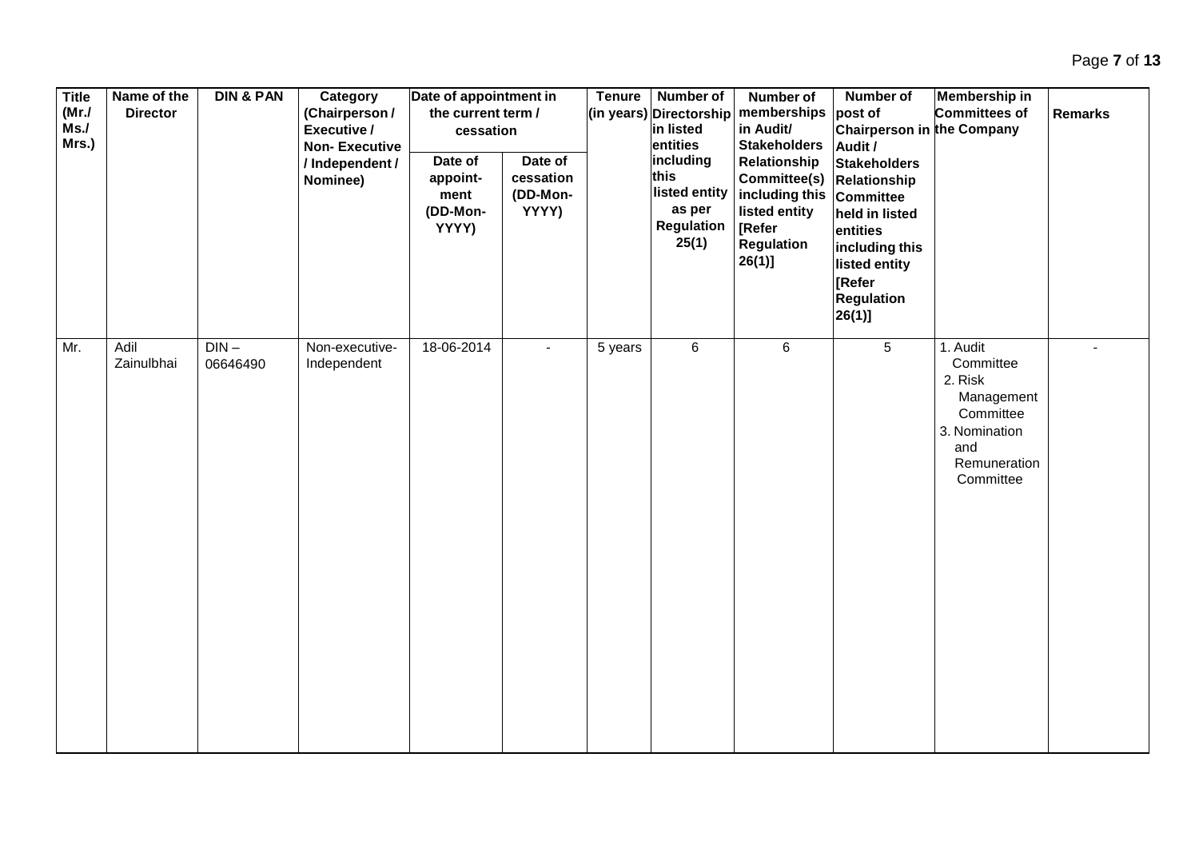| Title (Mr./ Ms./ Mrs.) | Name of the Director | DIN & PAN | Category (Chairperson / Executive / Non- Executive / Independent / Nominee) | Date of appointment in the current term / cessation | | Tenure (in years) | Number of Directorship in listed entities including this listed entity as per Regulation 25(1) | Number of memberships in Audit/ Stakeholders Relationship Committee(s) including this listed entity [Refer Regulation 26(1)] | Number of post of Chairperson in Audit / Stakeholders Relationship Committee held in listed entities including this listed entity [Refer Regulation 26(1)] | Membership in Committees of the Company | Remarks |
|---|---|---|---|---|---|---|---|---|---|---|---|
| | | | | Date of appoint-ment (DD-Mon-YYYY) | Date of cessation (DD-Mon-YYYY) | | | | | | |
| Mr. | Adil Zainulbhai | DIN – 06646490 | Non-executive-Independent | 18-06-2014 | - | 5 years | 6 | 6 | 5 | 1. Audit Committee 2. Risk Management Committee 3. Nomination and Remuneration Committee | - |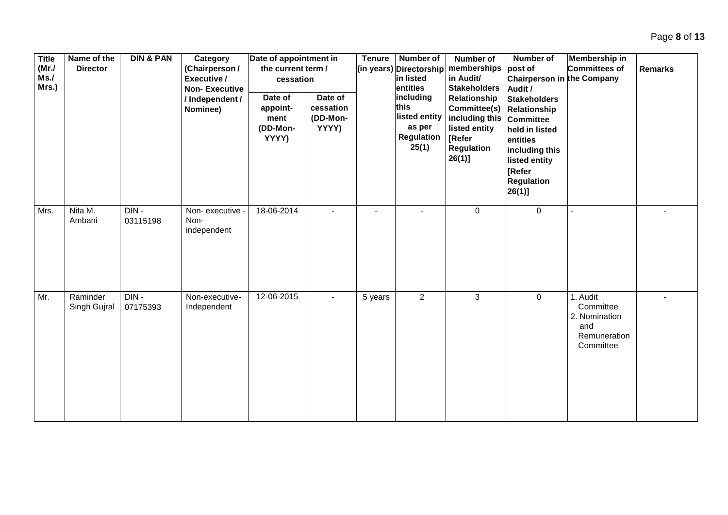| Title (Mr./ Ms./ Mrs.) | Name of the Director | DIN & PAN | Category (Chairperson / Executive / Non- Executive / Independent / Nominee) | Date of appointment in the current term / cessation | | Tenure (in years) | Number of Directorship in listed entities including this listed entity as per Regulation 25(1) | Number of memberships in Audit/ Stakeholders Relationship Committee(s) including this listed entity [Refer Regulation 26(1)] | Number of post of Chairperson in Audit / Stakeholders Relationship Committee held in listed entities including this listed entity [Refer Regulation 26(1)] | Membership in Committees of the Company | Remarks |
|---|---|---|---|---|---|---|---|---|---|---|---|
| | | | | Date of appoint-ment (DD-Mon-YYYY) | Date of cessation (DD-Mon-YYYY) | | | | | | |
| Mrs. | Nita M. Ambani | DIN - 03115198 | Non- executive - Non- independent | 18-06-2014 | - | - | - | 0 | 0 | - | - |
| Mr. | Raminder Singh Gujral | DIN - 07175393 | Non-executive- Independent | 12-06-2015 | - | 5 years | 2 | 3 | 0 | 1. Audit Committee 2. Nomination and Remuneration Committee | - |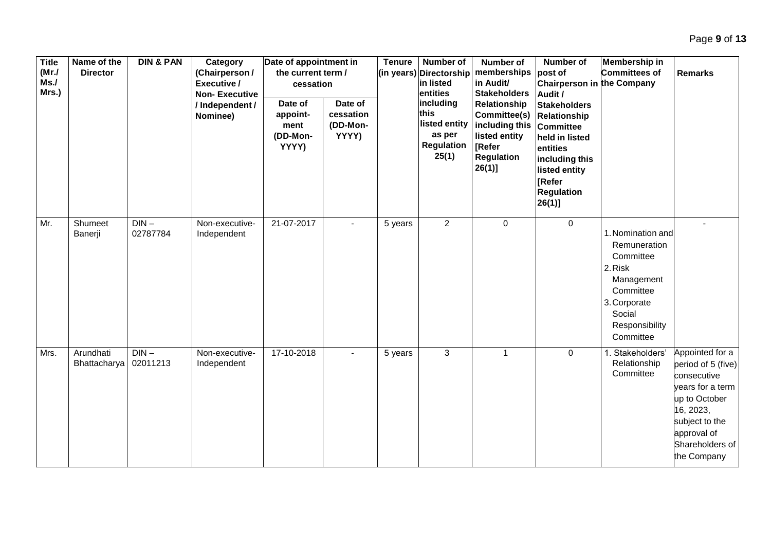| Title (Mr./ Ms./ Mrs.) | Name of the Director | DIN & PAN | Category (Chairperson / Executive / Non- Executive / Independent / Nominee) | Date of appointment in the current term / cessation | | Tenure (in years) | Number of Directorship in listed entities including this listed entity as per Regulation 25(1) | Number of memberships in Audit/ Stakeholders Relationship Committee(s) including this listed entity [Refer Regulation 26(1)] | Number of post of Chairperson in Audit / Stakeholders Relationship Committee held in listed entities including this listed entity [Refer Regulation 26(1)] | Membership in Committees of the Company | Remarks |
|---|---|---|---|---|---|---|---|---|---|---|---|
| | | | | Date of appoint-ment (DD-Mon-YYYY) | Date of cessation (DD-Mon-YYYY) | | | | | | |
| Mr. | Shumeet Banerji | DIN – 02787784 | Non-executive-Independent | 21-07-2017 | - | 5 years | 2 | 0 | 0 | 1. Nomination and Remuneration Committee 2. Risk Management Committee 3. Corporate Social Responsibility Committee | - |
| Mrs. | Arundhati Bhattacharya | DIN – 02011213 | Non-executive-Independent | 17-10-2018 | - | 5 years | 3 | 1 | 0 | 1. Stakeholders' Relationship Committee | Appointed for a period of 5 (five) consecutive years for a term up to October 16, 2023, subject to the approval of Shareholders of the Company |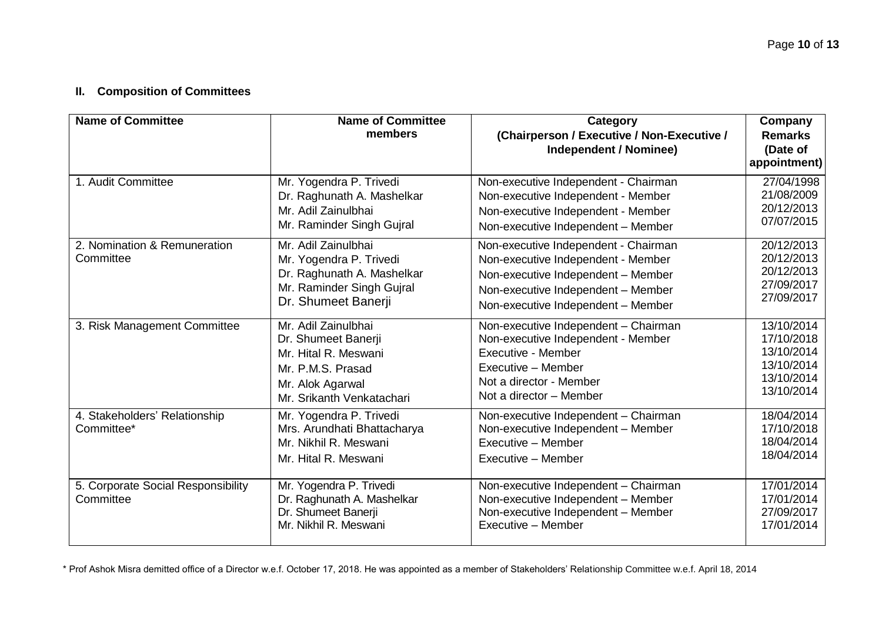## II. Composition of Committees

| Name of Committee | Name of Committee members | Category (Chairperson / Executive / Non-Executive / Independent / Nominee) | Company Remarks (Date of appointment) |
|---|---|---|---|
| 1. Audit Committee | Mr. Yogendra P. Trivedi<br>Dr. Raghunath A. Mashelkar<br>Mr. Adil Zainulbhai<br>Mr. Raminder Singh Gujral | Non-executive Independent - Chairman<br>Non-executive Independent - Member<br>Non-executive Independent - Member<br>Non-executive Independent – Member | 27/04/1998<br>21/08/2009<br>20/12/2013<br>07/07/2015 |
| 2. Nomination & Remuneration Committee | Mr. Adil Zainulbhai<br>Mr. Yogendra P. Trivedi<br>Dr. Raghunath A. Mashelkar<br>Mr. Raminder Singh Gujral<br>Dr. Shumeet Banerji | Non-executive Independent - Chairman<br>Non-executive Independent - Member<br>Non-executive Independent – Member<br>Non-executive Independent – Member<br>Non-executive Independent – Member | 20/12/2013<br>20/12/2013<br>20/12/2013<br>27/09/2017<br>27/09/2017 |
| 3. Risk Management Committee | Mr. Adil Zainulbhai<br>Dr. Shumeet Banerji<br>Mr. Hital R. Meswani<br>Mr. P.M.S. Prasad<br>Mr. Alok Agarwal<br>Mr. Srikanth Venkatachari | Non-executive Independent – Chairman<br>Non-executive Independent - Member<br>Executive - Member<br>Executive – Member<br>Not a director - Member<br>Not a director – Member | 13/10/2014<br>17/10/2018<br>13/10/2014<br>13/10/2014<br>13/10/2014<br>13/10/2014 |
| 4. Stakeholders' Relationship Committee* | Mr. Yogendra P. Trivedi<br>Mrs. Arundhati Bhattacharya<br>Mr. Nikhil R. Meswani<br>Mr. Hital R. Meswani | Non-executive Independent – Chairman<br>Non-executive Independent – Member<br>Executive – Member<br>Executive – Member | 18/04/2014<br>17/10/2018<br>18/04/2014<br>18/04/2014 |
| 5. Corporate Social Responsibility Committee | Mr. Yogendra P. Trivedi<br>Dr. Raghunath A. Mashelkar<br>Dr. Shumeet Banerji<br>Mr. Nikhil R. Meswani | Non-executive Independent – Chairman<br>Non-executive Independent – Member<br>Non-executive Independent – Member<br>Executive – Member | 17/01/2014<br>17/01/2014<br>27/09/2017<br>17/01/2014 |

\* Prof Ashok Misra demitted office of a Director w.e.f. October 17, 2018. He was appointed as a member of Stakeholders' Relationship Committee w.e.f. April 18, 2014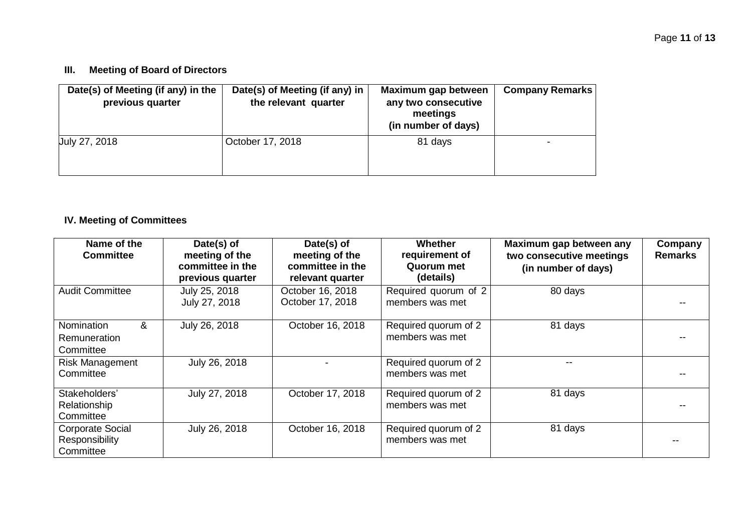### III. Meeting of Board of Directors

| Date(s) of Meeting (if any) in the previous quarter | Date(s) of Meeting (if any) in the relevant quarter | Maximum gap between any two consecutive meetings (in number of days) | Company Remarks |
|---|---|---|---|
| July 27, 2018 | October 17, 2018 | 81 days | - |

### IV. Meeting of Committees

| Name of the Committee | Date(s) of meeting of the committee in the previous quarter | Date(s) of meeting of the committee in the relevant quarter | Whether requirement of Quorum met (details) | Maximum gap between any two consecutive meetings (in number of days) | Company Remarks |
|---|---|---|---|---|---|
| Audit Committee | July 25, 2018<br>July 27, 2018 | October 16, 2018<br>October 17, 2018 | Required quorum of 2 members was met | 80 days | -- |
| Nomination & Remuneration Committee | July 26, 2018 | October 16, 2018 | Required quorum of 2 members was met | 81 days | -- |
| Risk Management Committee | July 26, 2018 | - | Required quorum of 2 members was met | -- | -- |
| Stakeholders' Relationship Committee | July 27, 2018 | October 17, 2018 | Required quorum of 2 members was met | 81 days | -- |
| Corporate Social Responsibility Committee | July 26, 2018 | October 16, 2018 | Required quorum of 2 members was met | 81 days | -- |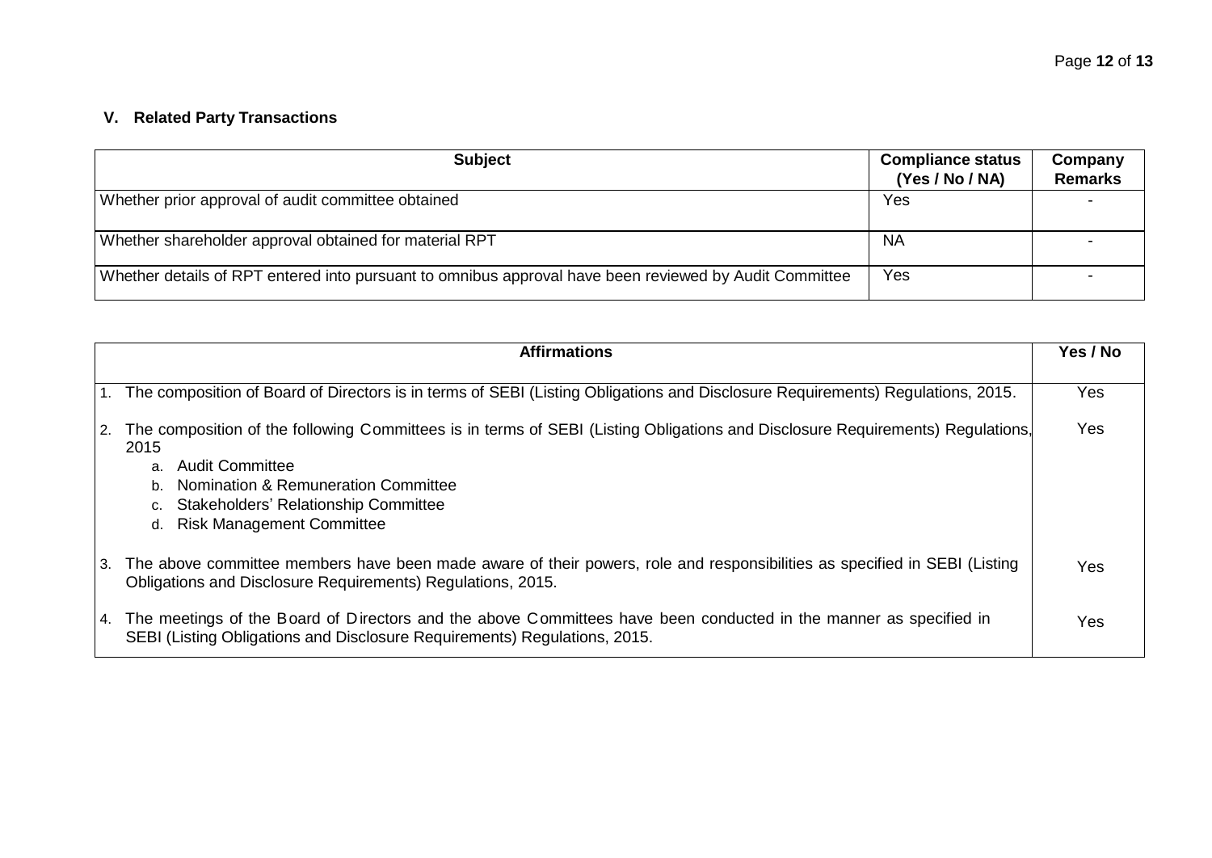## V. Related Party Transactions

| Subject | Compliance status (Yes / No / NA) | Company Remarks |
|---|---|---|
| Whether prior approval of audit committee obtained | Yes | - |
| Whether shareholder approval obtained for material RPT | NA | - |
| Whether details of RPT entered into pursuant to omnibus approval have been reviewed by Audit Committee | Yes | - |

| Affirmations | Yes / No |
|---|---|
| 1. The composition of Board of Directors is in terms of SEBI (Listing Obligations and Disclosure Requirements) Regulations, 2015. | Yes |
| 2. The composition of the following Committees is in terms of SEBI (Listing Obligations and Disclosure Requirements) Regulations, 2015<br>a. Audit Committee<br>b. Nomination & Remuneration Committee<br>c. Stakeholders' Relationship Committee<br>d. Risk Management Committee | Yes |
| 3. The above committee members have been made aware of their powers, role and responsibilities as specified in SEBI (Listing Obligations and Disclosure Requirements) Regulations, 2015. | Yes |
| 4. The meetings of the Board of Directors and the above Committees have been conducted in the manner as specified in SEBI (Listing Obligations and Disclosure Requirements) Regulations, 2015. | Yes |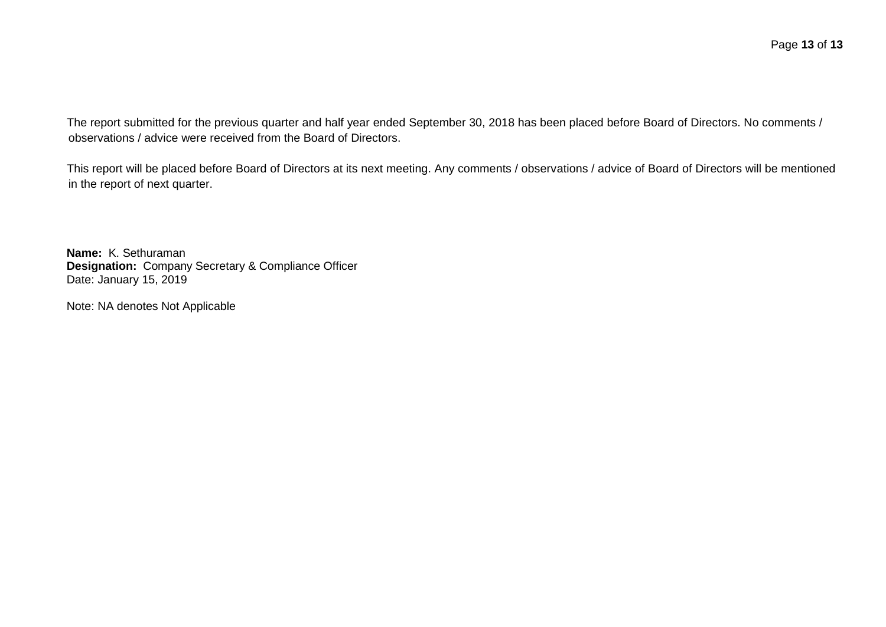The report submitted for the previous quarter and half year ended September 30, 2018 has been placed before Board of Directors. No comments / observations / advice were received from the Board of Directors.

This report will be placed before Board of Directors at its next meeting. Any comments / observations / advice of Board of Directors will be mentioned in the report of next quarter.

**Name:** K. Sethuraman
**Designation:** Company Secretary & Compliance Officer
Date: January 15, 2019

Note: NA denotes Not Applicable